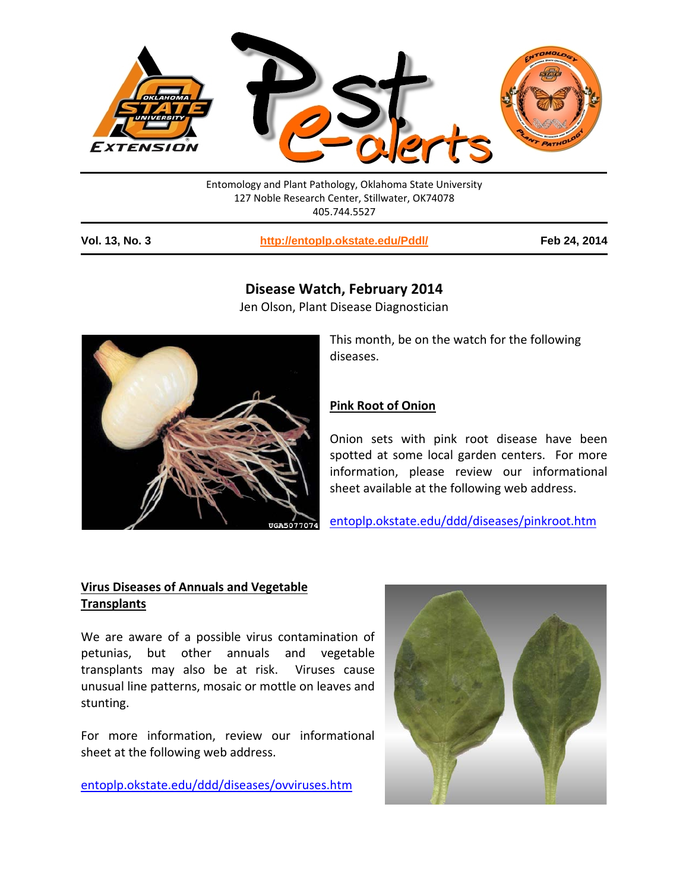Entomology and Plant Pathology, Oklahoma State University
127 Noble Research Center, Stillwater, OK74078
405.744.5527

**Vol. 13, No. 3** | **http://entoplp.okstate.edu/Pddl/** | **Feb 24, 2014**

## Disease Watch, February 2014

Jen Olson, Plant Disease Diagnostician

This month, be on the watch for the following diseases.

### Pink Root of Onion

Onion sets with pink root disease have been spotted at some local garden centers. For more information, please review our informational sheet available at the following web address.

entoplp.okstate.edu/ddd/diseases/pinkroot.htm

### Virus Diseases of Annuals and Vegetable Transplants

We are aware of a possible virus contamination of petunias, but other annuals and vegetable transplants may also be at risk. Viruses cause unusual line patterns, mosaic or mottle on leaves and stunting.

For more information, review our informational sheet at the following web address.

entoplp.okstate.edu/ddd/diseases/ovviruses.htm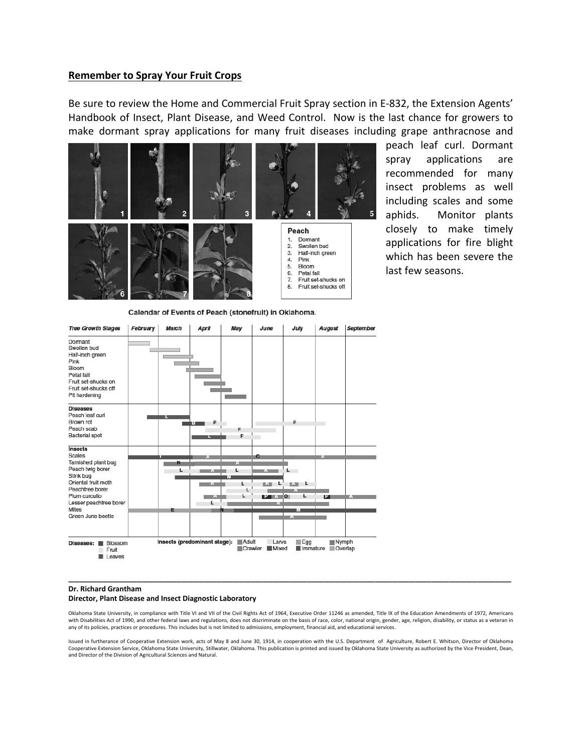## Remember to Spray Your Fruit Crops

Be sure to review the Home and Commercial Fruit Spray section in E-832, the Extension Agents' Handbook of Insect, Plant Disease, and Weed Control. Now is the last chance for growers to make dormant spray applications for many fruit diseases including grape anthracnose and peach leaf curl. Dormant spray applications are recommended for many insect problems as well including scales and some aphids. Monitor plants closely to make timely applications for fire blight which has been severe the last few seasons.

**Peach**
1. Dormant
2. Swollen bud
3. Half-inch green
4. Pink
5. Bloom
6. Petal fall
7. Fruit set-shucks on
8. Fruit set-shucks off

Calendar of Events of Peach (stonefruit) in Oklahoma.

Tree Growth Stages
February March April May June July August September

Dormant
Swollen bud
Half-inch green
Pink
Bloom
Petal fall
Fruit set-shucks on
Fruit set-shucks off
Pit hardening

Diseases
Peach leaf curl
Brown rot
Peach scab
Bacterial spot

Insects
Scales
Tarnished plant bug
Peach twig borer
Stink bug
Oriental fruit moth
Peachtree borer
Plum curculio
Lesser peachtree borer
Mites
Green June beetle

Diseases: Blossom, Fruit, Leaves

Insects (predominant stage): Adult, Larva, Egg, Nymph, Crawler, Mixed, Immature, Overlap

---

**Dr. Richard Grantham**
**Director, Plant Disease and Insect Diagnostic Laboratory**

Oklahoma State University, in compliance with Title VI and VII of the Civil Rights Act of 1964, Executive Order 11246 as amended, Title IX of the Education Amendments of 1972, Americans with Disabilities Act of 1990, and other federal laws and regulations, does not discriminate on the basis of race, color, national origin, gender, age, religion, disability, or status as a veteran in any of its policies, practices or procedures. This includes but is not limited to admissions, employment, financial aid, and educational services.

Issued in furtherance of Cooperative Extension work, acts of May 8 and June 30, 1914, in cooperation with the U.S. Department of Agriculture, Robert E. Whitson, Director of Oklahoma Cooperative Extension Service, Oklahoma State University, Stillwater, Oklahoma. This publication is printed and issued by Oklahoma State University as authorized by the Vice President, Dean, and Director of the Division of Agricultural Sciences and Natural.